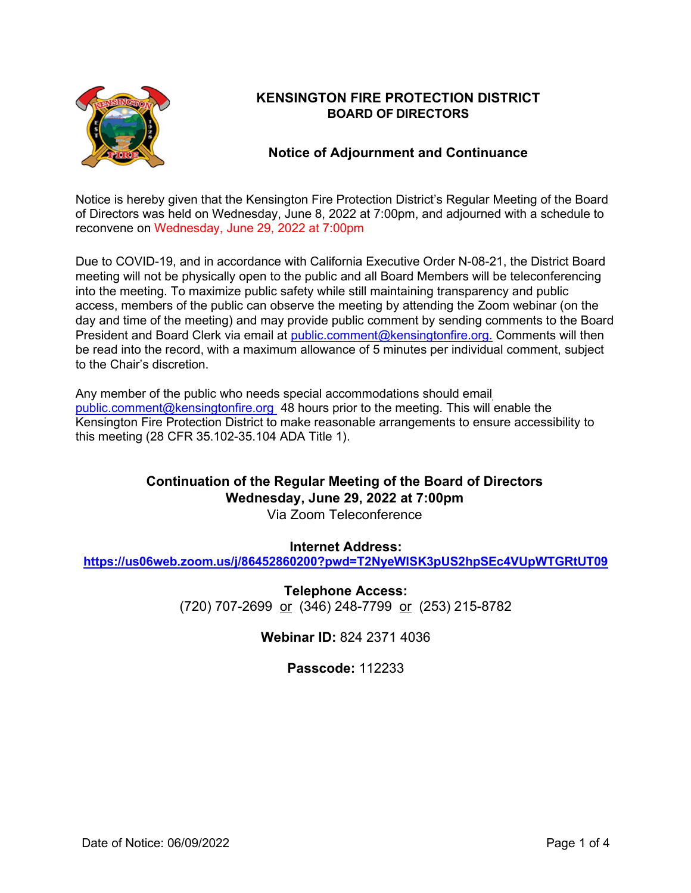# KENSINGTON FIRE PROTECTION DISTRICT
## BOARD OF DIRECTORS

## Notice of Adjournment and Continuance

Notice is hereby given that the Kensington Fire Protection District's Regular Meeting of the Board of Directors was held on Wednesday, June 8, 2022 at 7:00pm, and adjourned with a schedule to reconvene on Wednesday, June 29, 2022 at 7:00pm

Due to COVID-19, and in accordance with California Executive Order N-08-21, the District Board meeting will not be physically open to the public and all Board Members will be teleconferencing into the meeting. To maximize public safety while still maintaining transparency and public access, members of the public can observe the meeting by attending the Zoom webinar (on the day and time of the meeting) and may provide public comment by sending comments to the Board President and Board Clerk via email at public.comment@kensingtonfire.org. Comments will then be read into the record, with a maximum allowance of 5 minutes per individual comment, subject to the Chair's discretion.

Any member of the public who needs special accommodations should email public.comment@kensingtonfire.org 48 hours prior to the meeting. This will enable the Kensington Fire Protection District to make reasonable arrangements to ensure accessibility to this meeting (28 CFR 35.102-35.104 ADA Title 1).

**Continuation of the Regular Meeting of the Board of Directors**
**Wednesday, June 29, 2022 at 7:00pm**
Via Zoom Teleconference

**Internet Address:**
**https://us06web.zoom.us/j/86452860200?pwd=T2NyeWlSK3pUS2hpSEc4VUpWTGRtUT09**

**Telephone Access:**
(720) 707-2699 or (346) 248-7799 or (253) 215-8782

**Webinar ID:** 824 2371 4036

**Passcode:** 112233

Date of Notice: 06/09/2022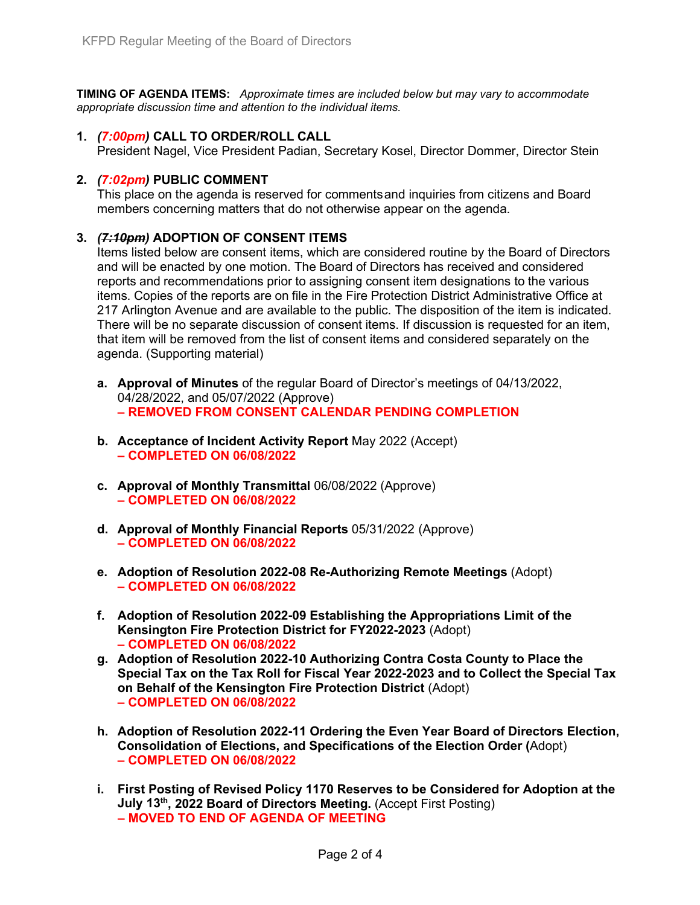**TIMING OF AGENDA ITEMS:** *Approximate times are included below but may vary to accommodate appropriate discussion time and attention to the individual items.*

1. ***(7:00pm)* CALL TO ORDER/ROLL CALL**
   President Nagel, Vice President Padian, Secretary Kosel, Director Dommer, Director Stein

2. ***(7:02pm)* PUBLIC COMMENT**
   This place on the agenda is reserved for comments and inquiries from citizens and Board members concerning matters that do not otherwise appear on the agenda.

3. ***~~(7:10pm)~~* ADOPTION OF CONSENT ITEMS**
   Items listed below are consent items, which are considered routine by the Board of Directors and will be enacted by one motion. The Board of Directors has received and considered reports and recommendations prior to assigning consent item designations to the various items. Copies of the reports are on file in the Fire Protection District Administrative Office at 217 Arlington Avenue and are available to the public. The disposition of the item is indicated. There will be no separate discussion of consent items. If discussion is requested for an item, that item will be removed from the list of consent items and considered separately on the agenda. (Supporting material)

   a. **Approval of Minutes** of the regular Board of Director's meetings of 04/13/2022, 04/28/2022, and 05/07/2022 (Approve)
      **– REMOVED FROM CONSENT CALENDAR PENDING COMPLETION**

   b. **Acceptance of Incident Activity Report** May 2022 (Accept)
      **– COMPLETED ON 06/08/2022**

   c. **Approval of Monthly Transmittal** 06/08/2022 (Approve)
      **– COMPLETED ON 06/08/2022**

   d. **Approval of Monthly Financial Reports** 05/31/2022 (Approve)
      **– COMPLETED ON 06/08/2022**

   e. **Adoption of Resolution 2022-08 Re-Authorizing Remote Meetings** (Adopt)
      **– COMPLETED ON 06/08/2022**

   f. **Adoption of Resolution 2022-09 Establishing the Appropriations Limit of the Kensington Fire Protection District for FY2022-2023** (Adopt)
      **– COMPLETED ON 06/08/2022**

   g. **Adoption of Resolution 2022-10 Authorizing Contra Costa County to Place the Special Tax on the Tax Roll for Fiscal Year 2022-2023 and to Collect the Special Tax on Behalf of the Kensington Fire Protection District** (Adopt)
      **– COMPLETED ON 06/08/2022**

   h. **Adoption of Resolution 2022-11 Ordering the Even Year Board of Directors Election, Consolidation of Elections, and Specifications of the Election Order (**Adopt)
      **– COMPLETED ON 06/08/2022**

   i. **First Posting of Revised Policy 1170 Reserves to be Considered for Adoption at the July 13th, 2022 Board of Directors Meeting.** (Accept First Posting)
      **– MOVED TO END OF AGENDA OF MEETING**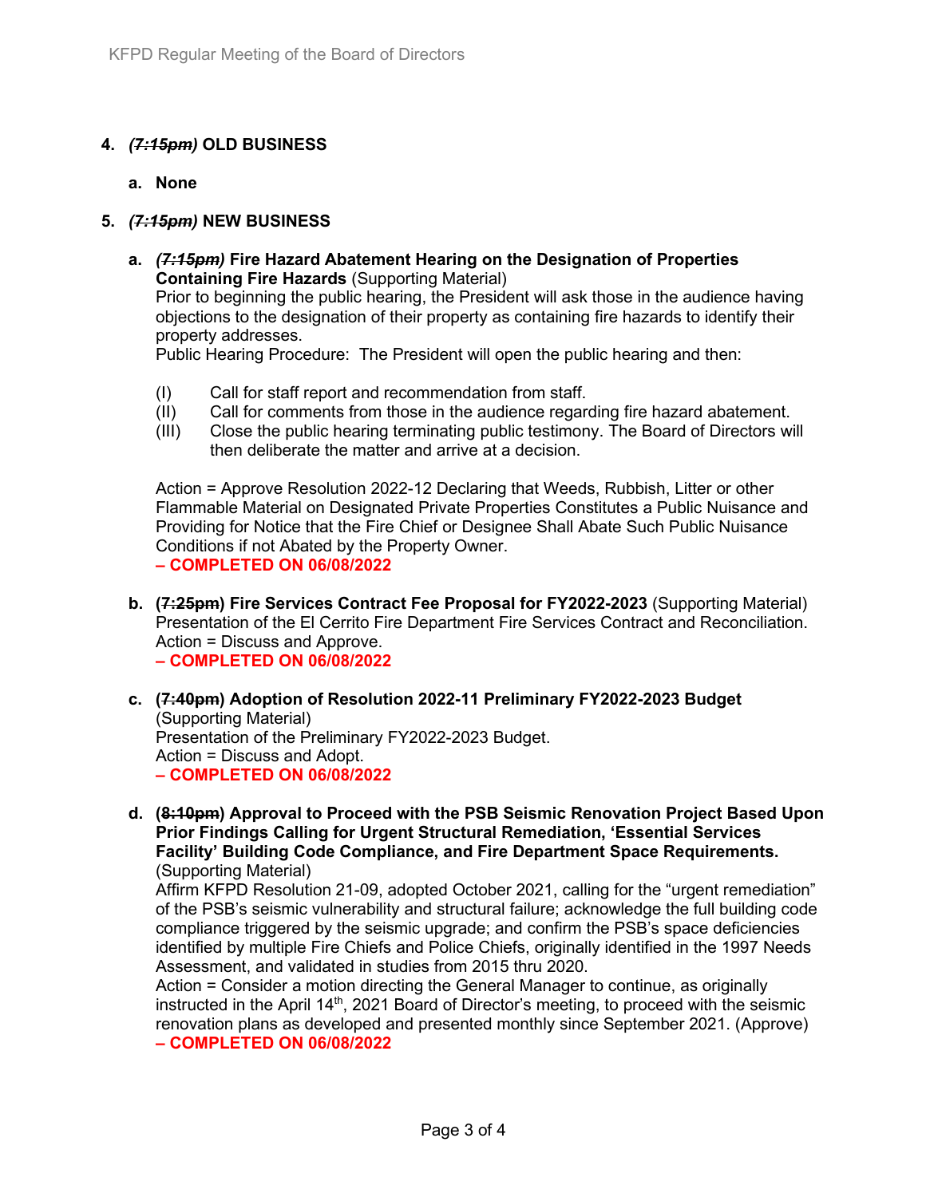4. ***~~(7:15pm)~~* OLD BUSINESS**

   a. **None**

5. ***~~(7:15pm)~~* NEW BUSINESS**

   a. ***~~(7:15pm)~~* Fire Hazard Abatement Hearing on the Designation of Properties Containing Fire Hazards** (Supporting Material)
   Prior to beginning the public hearing, the President will ask those in the audience having objections to the designation of their property as containing fire hazards to identify their property addresses.
   Public Hearing Procedure: The President will open the public hearing and then:

      (I) Call for staff report and recommendation from staff.
      (II) Call for comments from those in the audience regarding fire hazard abatement.
      (III) Close the public hearing terminating public testimony. The Board of Directors will then deliberate the matter and arrive at a decision.

   Action = Approve Resolution 2022-12 Declaring that Weeds, Rubbish, Litter or other Flammable Material on Designated Private Properties Constitutes a Public Nuisance and Providing for Notice that the Fire Chief or Designee Shall Abate Such Public Nuisance Conditions if not Abated by the Property Owner.
   **– COMPLETED ON 06/08/2022**

   b. **(~~7:25pm~~) Fire Services Contract Fee Proposal for FY2022-2023** (Supporting Material)
   Presentation of the El Cerrito Fire Department Fire Services Contract and Reconciliation.
   Action = Discuss and Approve.
   **– COMPLETED ON 06/08/2022**

   c. **(~~7:40pm~~) Adoption of Resolution 2022-11 Preliminary FY2022-2023 Budget** (Supporting Material)
   Presentation of the Preliminary FY2022-2023 Budget.
   Action = Discuss and Adopt.
   **– COMPLETED ON 06/08/2022**

   d. **(~~8:10pm~~) Approval to Proceed with the PSB Seismic Renovation Project Based Upon Prior Findings Calling for Urgent Structural Remediation, 'Essential Services Facility' Building Code Compliance, and Fire Department Space Requirements.** (Supporting Material)
   Affirm KFPD Resolution 21-09, adopted October 2021, calling for the "urgent remediation" of the PSB's seismic vulnerability and structural failure; acknowledge the full building code compliance triggered by the seismic upgrade; and confirm the PSB's space deficiencies identified by multiple Fire Chiefs and Police Chiefs, originally identified in the 1997 Needs Assessment, and validated in studies from 2015 thru 2020.
   Action = Consider a motion directing the General Manager to continue, as originally instructed in the April 14th, 2021 Board of Director's meeting, to proceed with the seismic renovation plans as developed and presented monthly since September 2021. (Approve)
   **– COMPLETED ON 06/08/2022**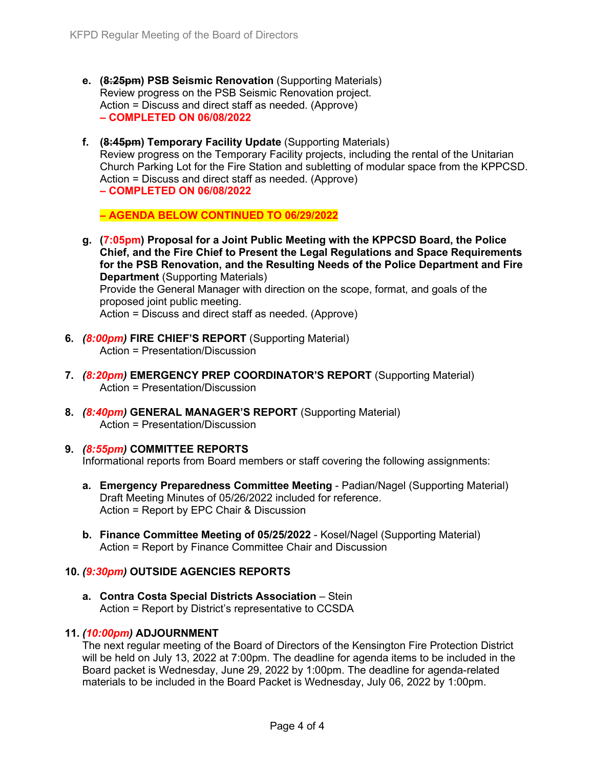- **e. (~~8:25pm~~) PSB Seismic Renovation** (Supporting Materials)
  Review progress on the PSB Seismic Renovation project.
  Action = Discuss and direct staff as needed. (Approve)
  **– COMPLETED ON 06/08/2022**

- **f. (~~8:45pm~~) Temporary Facility Update** (Supporting Materials)
  Review progress on the Temporary Facility projects, including the rental of the Unitarian Church Parking Lot for the Fire Station and subletting of modular space from the KPPCSD.
  Action = Discuss and direct staff as needed. (Approve)
  **– COMPLETED ON 06/08/2022**

  **– AGENDA BELOW CONTINUED TO 06/29/2022**

- **g. (7:05pm) Proposal for a Joint Public Meeting with the KPPCSD Board, the Police Chief, and the Fire Chief to Present the Legal Regulations and Space Requirements for the PSB Renovation, and the Resulting Needs of the Police Department and Fire Department** (Supporting Materials)
  Provide the General Manager with direction on the scope, format, and goals of the proposed joint public meeting.
  Action = Discuss and direct staff as needed. (Approve)

**6. *(8:00pm)* FIRE CHIEF'S REPORT** (Supporting Material)
Action = Presentation/Discussion

**7. *(8:20pm)* EMERGENCY PREP COORDINATOR'S REPORT** (Supporting Material)
Action = Presentation/Discussion

**8. *(8:40pm)* GENERAL MANAGER'S REPORT** (Supporting Material)
Action = Presentation/Discussion

**9. *(8:55pm)* COMMITTEE REPORTS**
Informational reports from Board members or staff covering the following assignments:

- **a. Emergency Preparedness Committee Meeting** - Padian/Nagel (Supporting Material)
  Draft Meeting Minutes of 05/26/2022 included for reference.
  Action = Report by EPC Chair & Discussion

- **b. Finance Committee Meeting of 05/25/2022** - Kosel/Nagel (Supporting Material)
  Action = Report by Finance Committee Chair and Discussion

**10. *(9:30pm)* OUTSIDE AGENCIES REPORTS**

- **a. Contra Costa Special Districts Association** – Stein
  Action = Report by District's representative to CCSDA

**11. *(10:00pm)* ADJOURNMENT**
The next regular meeting of the Board of Directors of the Kensington Fire Protection District will be held on July 13, 2022 at 7:00pm. The deadline for agenda items to be included in the Board packet is Wednesday, June 29, 2022 by 1:00pm. The deadline for agenda-related materials to be included in the Board Packet is Wednesday, July 06, 2022 by 1:00pm.